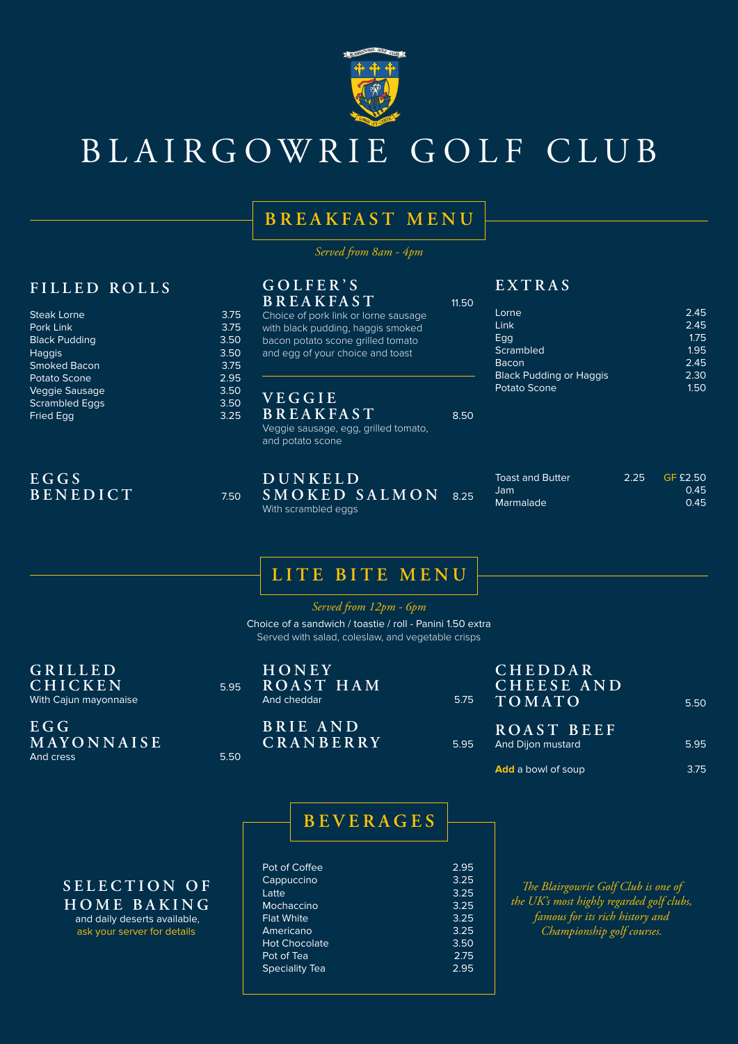# BLAIRGOWRIE GOLF CLUB

## BREAKFAST MENU

*Served from 8am - 4pm*

### FILLED ROLLS

| Item | Price |
|---|---|
| Steak Lorne | 3.75 |
| Pork Link | 3.75 |
| Black Pudding | 3.50 |
| Haggis | 3.50 |
| Smoked Bacon | 3.75 |
| Potato Scone | 2.95 |
| Veggie Sausage | 3.50 |
| Scrambled Eggs | 3.50 |
| Fried Egg | 3.25 |

### GOLFER'S BREAKFAST — 11.50

Choice of pork link or lorne sausage with black pudding, haggis smoked bacon potato scone grilled tomato and egg of your choice and toast

### VEGGIE BREAKFAST — 8.50

Veggie sausage, egg, grilled tomato, and potato scone

### EXTRAS

| Item | Price |
|---|---|
| Lorne | 2.45 |
| Link | 2.45 |
| Egg | 1.75 |
| Scrambled | 1.95 |
| Bacon | 2.45 |
| Black Pudding or Haggis | 2.30 |
| Potato Scone | 1.50 |

### EGGS BENEDICT — 7.50

### DUNKELD SMOKED SALMON — 8.25

With scrambled eggs

| Item | Price | |
|---|---|---|
| Toast and Butter | 2.25 | GF £2.50 |
| Jam | | 0.45 |
| Marmalade | | 0.45 |

## LITE BITE MENU

*Served from 12pm - 6pm*

Choice of a sandwich / toastie / roll - Panini 1.50 extra
Served with salad, coleslaw, and vegetable crisps

### GRILLED CHICKEN — 5.95

With Cajun mayonnaise

### EGG MAYONNAISE — 5.50

And cress

### HONEY ROAST HAM — 5.75

And cheddar

### BRIE AND CRANBERRY — 5.95

### CHEDDAR CHEESE AND TOMATO — 5.50

### ROAST BEEF — 5.95

And Dijon mustard

**Add** a bowl of soup — 3.75

## BEVERAGES

| Item | Price |
|---|---|
| Pot of Coffee | 2.95 |
| Cappuccino | 3.25 |
| Latte | 3.25 |
| Mochaccino | 3.25 |
| Flat White | 3.25 |
| Americano | 3.25 |
| Hot Chocolate | 3.50 |
| Pot of Tea | 2.75 |
| Speciality Tea | 2.95 |

### SELECTION OF HOME BAKING

and daily deserts available, ask your server for details

*The Blairgowrie Golf Club is one of the UK's most highly regarded golf clubs, famous for its rich history and Championship golf courses.*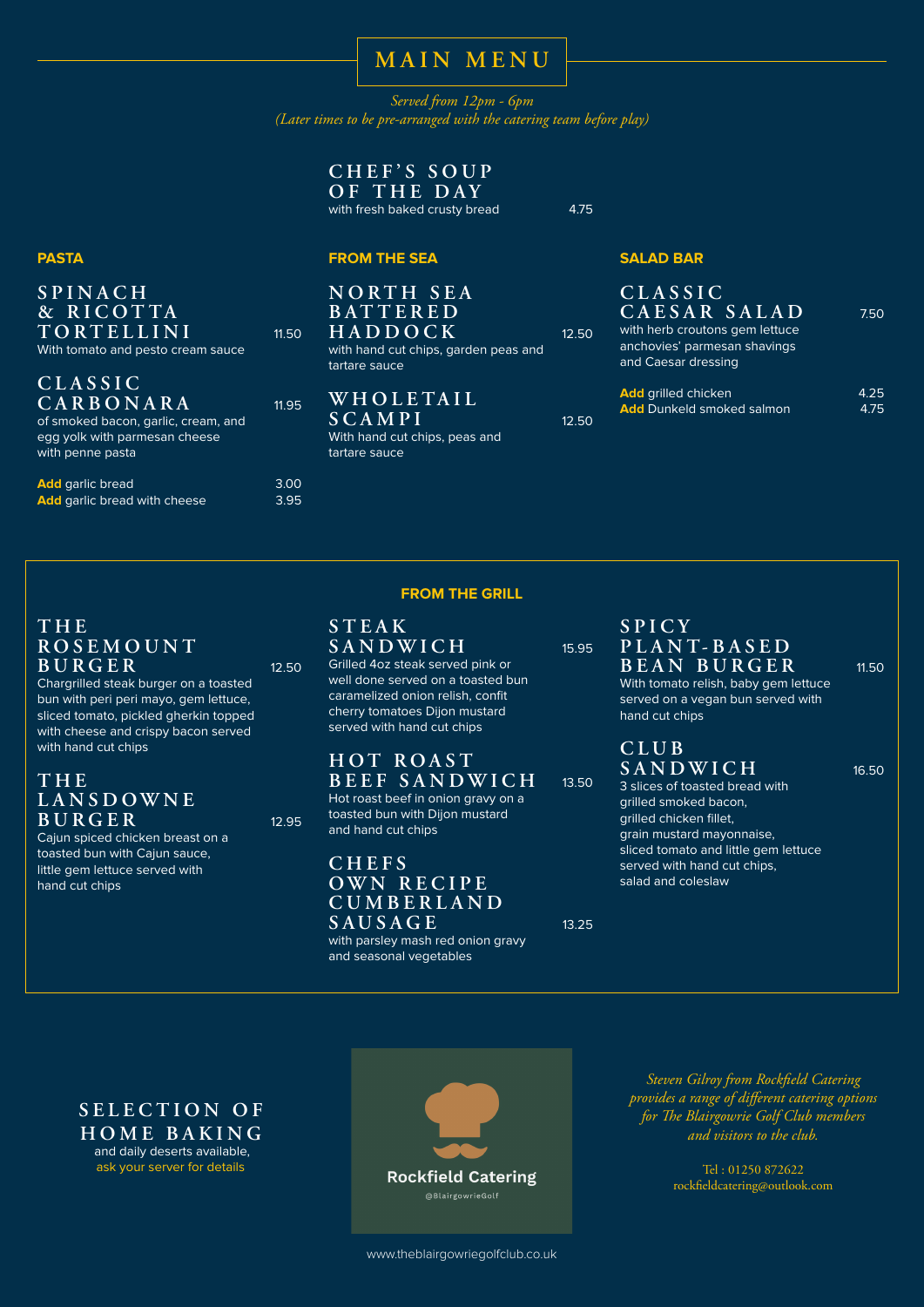# MAIN MENU

*Served from 12pm - 6pm*
*(Later times to be pre-arranged with the catering team before play)*

### CHEF'S SOUP OF THE DAY — 4.75

with fresh baked crusty bread

## PASTA

### SPINACH & RICOTTA TORTELLINI — 11.50

With tomato and pesto cream sauce

### CLASSIC CARBONARA — 11.95

of smoked bacon, garlic, cream, and egg yolk with parmesan cheese with penne pasta

**Add** garlic bread — 3.00
**Add** garlic bread with cheese — 3.95

## FROM THE SEA

### NORTH SEA BATTERED HADDOCK — 12.50

with hand cut chips, garden peas and tartare sauce

### WHOLETAIL SCAMPI — 12.50

With hand cut chips, peas and tartare sauce

## SALAD BAR

### CLASSIC CAESAR SALAD — 7.50

with herb croutons gem lettuce anchovies' parmesan shavings and Caesar dressing

**Add** grilled chicken — 4.25
**Add** Dunkeld smoked salmon — 4.75

## FROM THE GRILL

### THE ROSEMOUNT BURGER — 12.50

Chargrilled steak burger on a toasted bun with peri peri mayo, gem lettuce, sliced tomato, pickled gherkin topped with cheese and crispy bacon served with hand cut chips

### THE LANSDOWNE BURGER — 12.95

Cajun spiced chicken breast on a toasted bun with Cajun sauce, little gem lettuce served with hand cut chips

### STEAK SANDWICH — 15.95

Grilled 4oz steak served pink or well done served on a toasted bun caramelized onion relish, confit cherry tomatoes Dijon mustard served with hand cut chips

### HOT ROAST BEEF SANDWICH — 13.50

Hot roast beef in onion gravy on a toasted bun with Dijon mustard and hand cut chips

### CHEFS OWN RECIPE CUMBERLAND SAUSAGE — 13.25

with parsley mash red onion gravy and seasonal vegetables

### SPICY PLANT-BASED BEAN BURGER — 11.50

With tomato relish, baby gem lettuce served on a vegan bun served with hand cut chips

### CLUB SANDWICH — 16.50

3 slices of toasted bread with grilled smoked bacon, grilled chicken fillet, grain mustard mayonnaise, sliced tomato and little gem lettuce served with hand cut chips, salad and coleslaw

## SELECTION OF HOME BAKING

and daily deserts available, ask your server for details

Rockfield Catering
@BlairgowrieGolf

*Steven Gilroy from Rockfield Catering provides a range of different catering options for The Blairgowrie Golf Club members and visitors to the club.*

Tel : 01250 872622
rockfieldcatering@outlook.com

www.theblairgowriegolfclub.co.uk